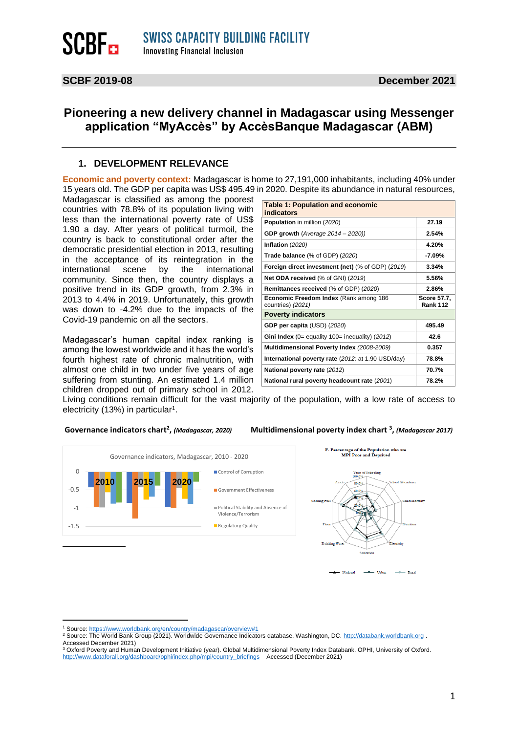SCBF — SWISS CAPACITY BUILDING FACILITY
Innovating Financial Inclusion

**SCBF 2019-08** **December 2021**

# Pioneering a new delivery channel in Madagascar using Messenger application "MyAccès" by AccèsBanque Madagascar (ABM)

## 1. DEVELOPMENT RELEVANCE

**Economic and poverty context:** Madagascar is home to 27,191,000 inhabitants, including 40% under 15 years old. The GDP per capita was US$ 495.49 in 2020. Despite its abundance in natural resources, Madagascar is classified as among the poorest countries with 78.8% of its population living with less than the international poverty rate of US$ 1.90 a day. After years of political turmoil, the country is back to constitutional order after the democratic presidential election in 2013, resulting in the acceptance of its reintegration in the international scene by the international community. Since then, the country displays a positive trend in its GDP growth, from 2.3% in 2013 to 4.4% in 2019. Unfortunately, this growth was down to -4.2% due to the impacts of the Covid-19 pandemic on all the sectors.

Madagascar's human capital index ranking is among the lowest worldwide and it has the world's fourth highest rate of chronic malnutrition, with almost one child in two under five years of age suffering from stunting. An estimated 1.4 million children dropped out of primary school in 2012. Living conditions remain difficult for the vast majority of the population, with a low rate of access to electricity (13%) in particular[1].

| **Table 1: Population and economic indicators** | |
|---|---|
| **Population** in million *(2020)* | **27.19** |
| **GDP growth** *(Average 2014 – 2020))* | **2.54%** |
| **Inflation** *(2020)* | **4.20%** |
| **Trade balance** (% of GDP) *(2020)* | **-7.09%** |
| **Foreign direct investment (net)** (% of GDP) *(2019)* | **3.34%** |
| **Net ODA received** (% of GNI) *(2019)* | **5.56%** |
| **Remittances received** (% of GDP) *(2020)* | **2.86%** |
| **Economic Freedom Index** (Rank among 186 countries) *(2021)* | **Score 57.7, Rank 112** |
| **Poverty indicators** | |
| **GDP per capita** (USD) *(2020)* | **495.49** |
| **Gini Index** (0= equality 100= inequality) *(2012)* | **42.6** |
| **Multidimensional Poverty Index** *(2008-2009)* | **0.357** |
| **International poverty rate** *(2012;* at 1.90 USD/day) | **78.8%** |
| **National poverty rate** *(2012)* | **70.7%** |
| **National rural poverty headcount rate** *(2001)* | **78.2%** |

**Governance indicators chart[2],** ***(Madagascar, 2020)***

**Multidimensional poverty index chart [3],** ***(Madagascar 2017)***

---

[1] Source: https://www.worldbank.org/en/country/madagascar/overview#1

[2] Source: The World Bank Group (2021). Worldwide Governance Indicators database. Washington, DC. http://databank.worldbank.org . Accessed December 2021)

[3] Oxford Poverty and Human Development Initiative (year). Global Multidimensional Poverty Index Databank. OPHI, University of Oxford. http://www.dataforall.org/dashboard/ophi/index.php/mpi/country_briefings Accessed (December 2021)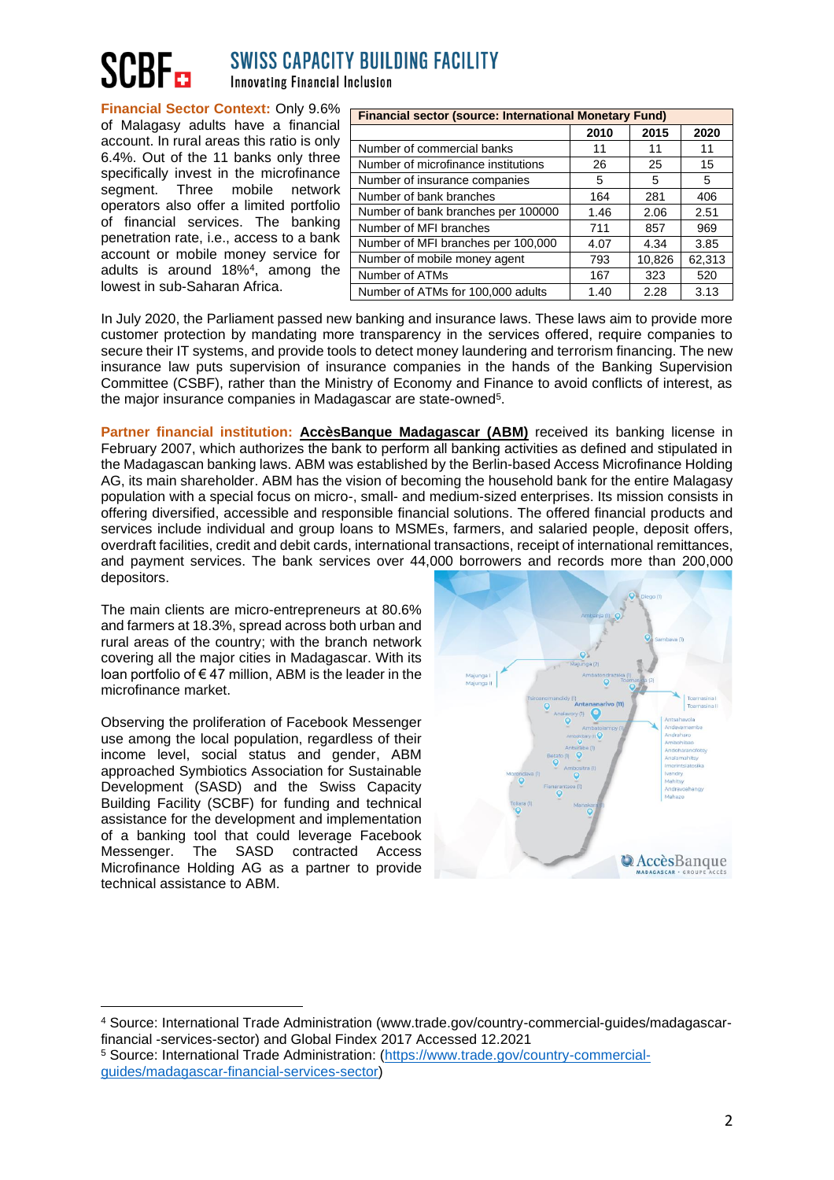**Financial Sector Context:** Only 9.6% of Malagasy adults have a financial account. In rural areas this ratio is only 6.4%. Out of the 11 banks only three specifically invest in the microfinance segment. Three mobile network operators also offer a limited portfolio of financial services. The banking penetration rate, i.e., access to a bank account or mobile money service for adults is around 18%[4], among the lowest in sub-Saharan Africa.

| Financial sector (source: International Monetary Fund) | | | |
|---|---|---|---|
| | 2010 | 2015 | 2020 |
| Number of commercial banks | 11 | 11 | 11 |
| Number of microfinance institutions | 26 | 25 | 15 |
| Number of insurance companies | 5 | 5 | 5 |
| Number of bank branches | 164 | 281 | 406 |
| Number of bank branches per 100000 | 1.46 | 2.06 | 2.51 |
| Number of MFI branches | 711 | 857 | 969 |
| Number of MFI branches per 100,000 | 4.07 | 4.34 | 3.85 |
| Number of mobile money agent | 793 | 10,826 | 62,313 |
| Number of ATMs | 167 | 323 | 520 |
| Number of ATMs for 100,000 adults | 1.40 | 2.28 | 3.13 |

In July 2020, the Parliament passed new banking and insurance laws. These laws aim to provide more customer protection by mandating more transparency in the services offered, require companies to secure their IT systems, and provide tools to detect money laundering and terrorism financing. The new insurance law puts supervision of insurance companies in the hands of the Banking Supervision Committee (CSBF), rather than the Ministry of Economy and Finance to avoid conflicts of interest, as the major insurance companies in Madagascar are state-owned[5].

**Partner financial institution:** **AccèsBanque Madagascar (ABM)** received its banking license in February 2007, which authorizes the bank to perform all banking activities as defined and stipulated in the Madagascan banking laws. ABM was established by the Berlin-based Access Microfinance Holding AG, its main shareholder. ABM has the vision of becoming the household bank for the entire Malagasy population with a special focus on micro-, small- and medium-sized enterprises. Its mission consists in offering diversified, accessible and responsible financial solutions. The offered financial products and services include individual and group loans to MSMEs, farmers, and salaried people, deposit offers, overdraft facilities, credit and debit cards, international transactions, receipt of international remittances, and payment services. The bank services over 44,000 borrowers and records more than 200,000 depositors.

The main clients are micro-entrepreneurs at 80.6% and farmers at 18.3%, spread across both urban and rural areas of the country; with the branch network covering all the major cities in Madagascar. With its loan portfolio of € 47 million, ABM is the leader in the microfinance market.

Observing the proliferation of Facebook Messenger use among the local population, regardless of their income level, social status and gender, ABM approached Symbiotics Association for Sustainable Development (SASD) and the Swiss Capacity Building Facility (SCBF) for funding and technical assistance for the development and implementation of a banking tool that could leverage Facebook Messenger. The SASD contracted Access Microfinance Holding AG as a partner to provide technical assistance to ABM.

---

[4] Source: International Trade Administration (www.trade.gov/country-commercial-guides/madagascar-financial -services-sector) and Global Findex 2017 Accessed 12.2021

[5] Source: International Trade Administration: (https://www.trade.gov/country-commercial-guides/madagascar-financial-services-sector)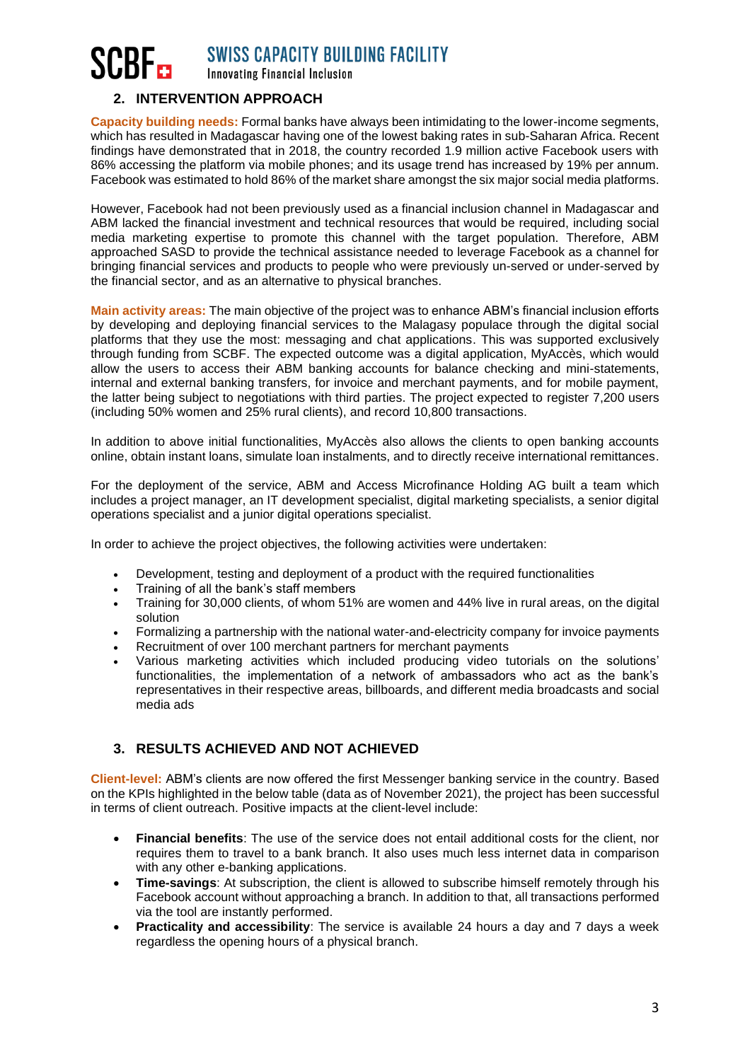## 2. INTERVENTION APPROACH

**Capacity building needs:** Formal banks have always been intimidating to the lower-income segments, which has resulted in Madagascar having one of the lowest baking rates in sub-Saharan Africa. Recent findings have demonstrated that in 2018, the country recorded 1.9 million active Facebook users with 86% accessing the platform via mobile phones; and its usage trend has increased by 19% per annum. Facebook was estimated to hold 86% of the market share amongst the six major social media platforms.

However, Facebook had not been previously used as a financial inclusion channel in Madagascar and ABM lacked the financial investment and technical resources that would be required, including social media marketing expertise to promote this channel with the target population. Therefore, ABM approached SASD to provide the technical assistance needed to leverage Facebook as a channel for bringing financial services and products to people who were previously un-served or under-served by the financial sector, and as an alternative to physical branches.

**Main activity areas:** The main objective of the project was to enhance ABM's financial inclusion efforts by developing and deploying financial services to the Malagasy populace through the digital social platforms that they use the most: messaging and chat applications. This was supported exclusively through funding from SCBF. The expected outcome was a digital application, MyAccès, which would allow the users to access their ABM banking accounts for balance checking and mini-statements, internal and external banking transfers, for invoice and merchant payments, and for mobile payment, the latter being subject to negotiations with third parties. The project expected to register 7,200 users (including 50% women and 25% rural clients), and record 10,800 transactions.

In addition to above initial functionalities, MyAccès also allows the clients to open banking accounts online, obtain instant loans, simulate loan instalments, and to directly receive international remittances.

For the deployment of the service, ABM and Access Microfinance Holding AG built a team which includes a project manager, an IT development specialist, digital marketing specialists, a senior digital operations specialist and a junior digital operations specialist.

In order to achieve the project objectives, the following activities were undertaken:

- Development, testing and deployment of a product with the required functionalities
- Training of all the bank's staff members
- Training for 30,000 clients, of whom 51% are women and 44% live in rural areas, on the digital solution
- Formalizing a partnership with the national water-and-electricity company for invoice payments
- Recruitment of over 100 merchant partners for merchant payments
- Various marketing activities which included producing video tutorials on the solutions' functionalities, the implementation of a network of ambassadors who act as the bank's representatives in their respective areas, billboards, and different media broadcasts and social media ads

## 3. RESULTS ACHIEVED AND NOT ACHIEVED

**Client-level:** ABM's clients are now offered the first Messenger banking service in the country. Based on the KPIs highlighted in the below table (data as of November 2021), the project has been successful in terms of client outreach. Positive impacts at the client-level include:

- **Financial benefits**: The use of the service does not entail additional costs for the client, nor requires them to travel to a bank branch. It also uses much less internet data in comparison with any other e-banking applications.
- **Time-savings**: At subscription, the client is allowed to subscribe himself remotely through his Facebook account without approaching a branch. In addition to that, all transactions performed via the tool are instantly performed.
- **Practicality and accessibility**: The service is available 24 hours a day and 7 days a week regardless the opening hours of a physical branch.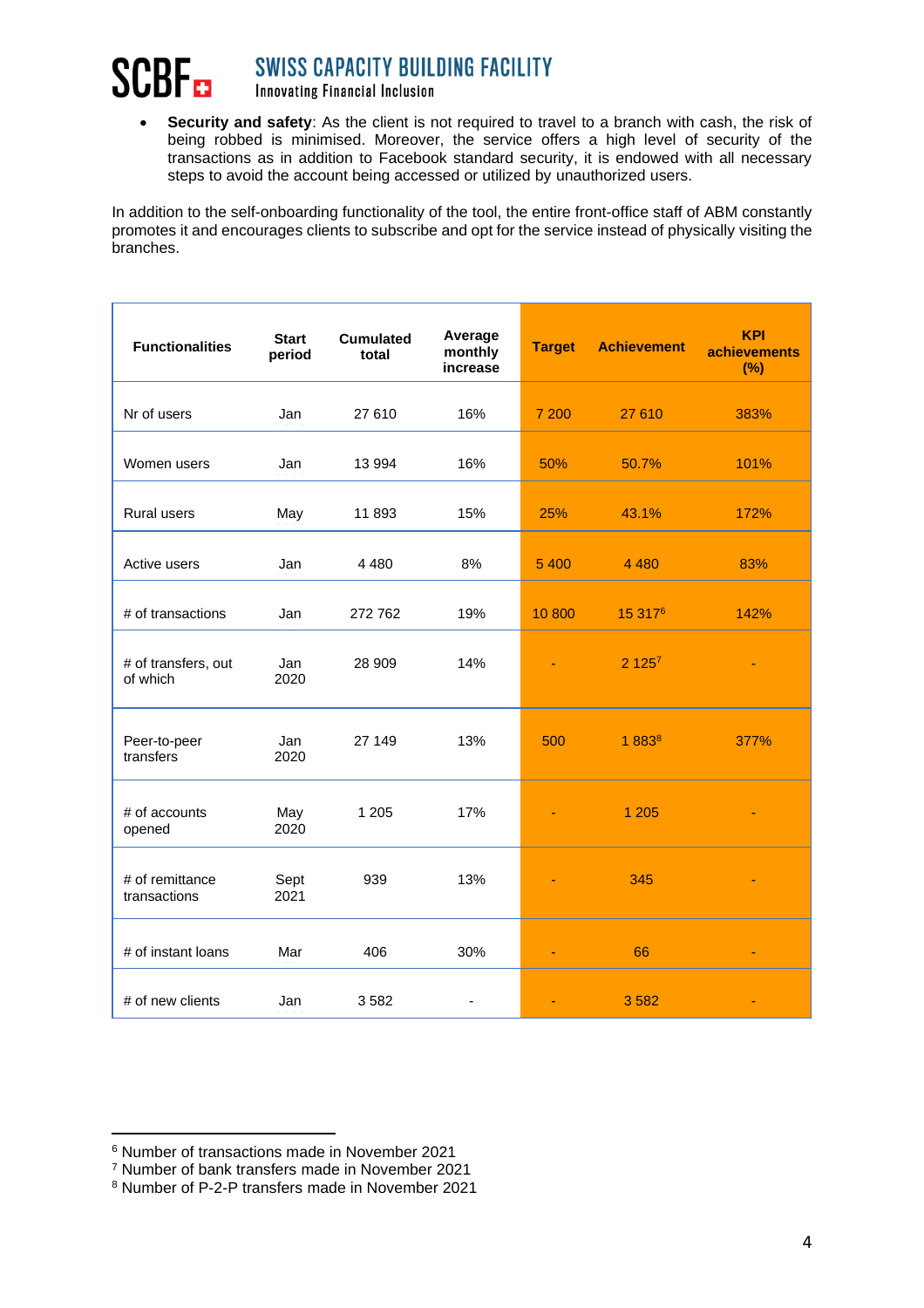- **Security and safety**: As the client is not required to travel to a branch with cash, the risk of being robbed is minimised. Moreover, the service offers a high level of security of the transactions as in addition to Facebook standard security, it is endowed with all necessary steps to avoid the account being accessed or utilized by unauthorized users.

In addition to the self-onboarding functionality of the tool, the entire front-office staff of ABM constantly promotes it and encourages clients to subscribe and opt for the service instead of physically visiting the branches.

| Functionalities | Start period | Cumulated total | Average monthly increase | Target | Achievement | KPI achievements (%) |
|---|---|---|---|---|---|---|
| Nr of users | Jan | 27 610 | 16% | 7 200 | 27 610 | 383% |
| Women users | Jan | 13 994 | 16% | 50% | 50.7% | 101% |
| Rural users | May | 11 893 | 15% | 25% | 43.1% | 172% |
| Active users | Jan | 4 480 | 8% | 5 400 | 4 480 | 83% |
| # of transactions | Jan | 272 762 | 19% | 10 800 | 15 317[6] | 142% |
| # of transfers, out of which | Jan 2020 | 28 909 | 14% | - | 2 125[7] | - |
| Peer-to-peer transfers | Jan 2020 | 27 149 | 13% | 500 | 1 883[8] | 377% |
| # of accounts opened | May 2020 | 1 205 | 17% | - | 1 205 | - |
| # of remittance transactions | Sept 2021 | 939 | 13% | - | 345 | - |
| # of instant loans | Mar | 406 | 30% | - | 66 | - |
| # of new clients | Jan | 3 582 | - | - | 3 582 | - |

[6] Number of transactions made in November 2021

[7] Number of bank transfers made in November 2021

[8] Number of P-2-P transfers made in November 2021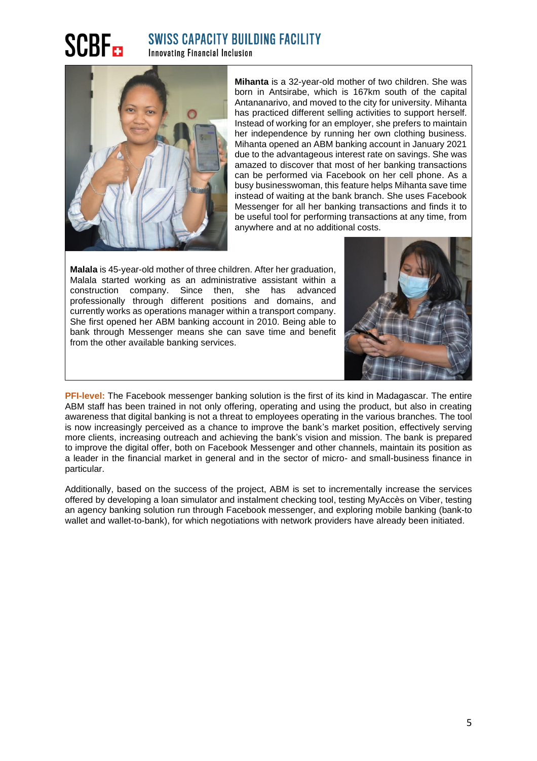**Mihanta** is a 32-year-old mother of two children. She was born in Antsirabe, which is 167km south of the capital Antananarivo, and moved to the city for university. Mihanta has practiced different selling activities to support herself. Instead of working for an employer, she prefers to maintain her independence by running her own clothing business. Mihanta opened an ABM banking account in January 2021 due to the advantageous interest rate on savings. She was amazed to discover that most of her banking transactions can be performed via Facebook on her cell phone. As a busy businesswoman, this feature helps Mihanta save time instead of waiting at the bank branch. She uses Facebook Messenger for all her banking transactions and finds it to be useful tool for performing transactions at any time, from anywhere and at no additional costs.

**Malala** is 45-year-old mother of three children. After her graduation, Malala started working as an administrative assistant within a construction company. Since then, she has advanced professionally through different positions and domains, and currently works as operations manager within a transport company. She first opened her ABM banking account in 2010. Being able to bank through Messenger means she can save time and benefit from the other available banking services.

**PFI-level:** The Facebook messenger banking solution is the first of its kind in Madagascar. The entire ABM staff has been trained in not only offering, operating and using the product, but also in creating awareness that digital banking is not a threat to employees operating in the various branches. The tool is now increasingly perceived as a chance to improve the bank's market position, effectively serving more clients, increasing outreach and achieving the bank's vision and mission. The bank is prepared to improve the digital offer, both on Facebook Messenger and other channels, maintain its position as a leader in the financial market in general and in the sector of micro- and small-business finance in particular.

Additionally, based on the success of the project, ABM is set to incrementally increase the services offered by developing a loan simulator and instalment checking tool, testing MyAccès on Viber, testing an agency banking solution run through Facebook messenger, and exploring mobile banking (bank-to wallet and wallet-to-bank), for which negotiations with network providers have already been initiated.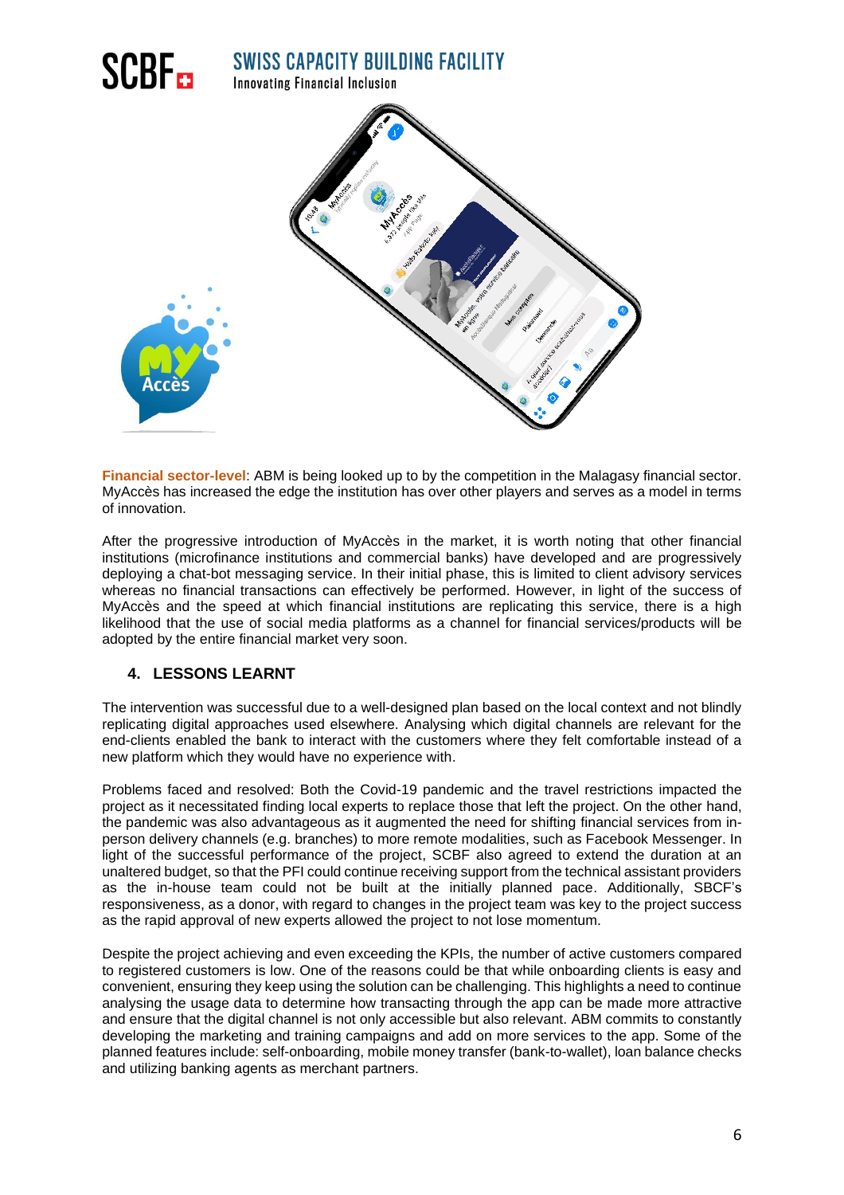**Financial sector-level**: ABM is being looked up to by the competition in the Malagasy financial sector. MyAccès has increased the edge the institution has over other players and serves as a model in terms of innovation.

After the progressive introduction of MyAccès in the market, it is worth noting that other financial institutions (microfinance institutions and commercial banks) have developed and are progressively deploying a chat-bot messaging service. In their initial phase, this is limited to client advisory services whereas no financial transactions can effectively be performed. However, in light of the success of MyAccès and the speed at which financial institutions are replicating this service, there is a high likelihood that the use of social media platforms as a channel for financial services/products will be adopted by the entire financial market very soon.

## 4. LESSONS LEARNT

The intervention was successful due to a well-designed plan based on the local context and not blindly replicating digital approaches used elsewhere. Analysing which digital channels are relevant for the end-clients enabled the bank to interact with the customers where they felt comfortable instead of a new platform which they would have no experience with.

Problems faced and resolved: Both the Covid-19 pandemic and the travel restrictions impacted the project as it necessitated finding local experts to replace those that left the project. On the other hand, the pandemic was also advantageous as it augmented the need for shifting financial services from in-person delivery channels (e.g. branches) to more remote modalities, such as Facebook Messenger. In light of the successful performance of the project, SCBF also agreed to extend the duration at an unaltered budget, so that the PFI could continue receiving support from the technical assistant providers as the in-house team could not be built at the initially planned pace. Additionally, SBCF's responsiveness, as a donor, with regard to changes in the project team was key to the project success as the rapid approval of new experts allowed the project to not lose momentum.

Despite the project achieving and even exceeding the KPIs, the number of active customers compared to registered customers is low. One of the reasons could be that while onboarding clients is easy and convenient, ensuring they keep using the solution can be challenging. This highlights a need to continue analysing the usage data to determine how transacting through the app can be made more attractive and ensure that the digital channel is not only accessible but also relevant. ABM commits to constantly developing the marketing and training campaigns and add on more services to the app. Some of the planned features include: self-onboarding, mobile money transfer (bank-to-wallet), loan balance checks and utilizing banking agents as merchant partners.